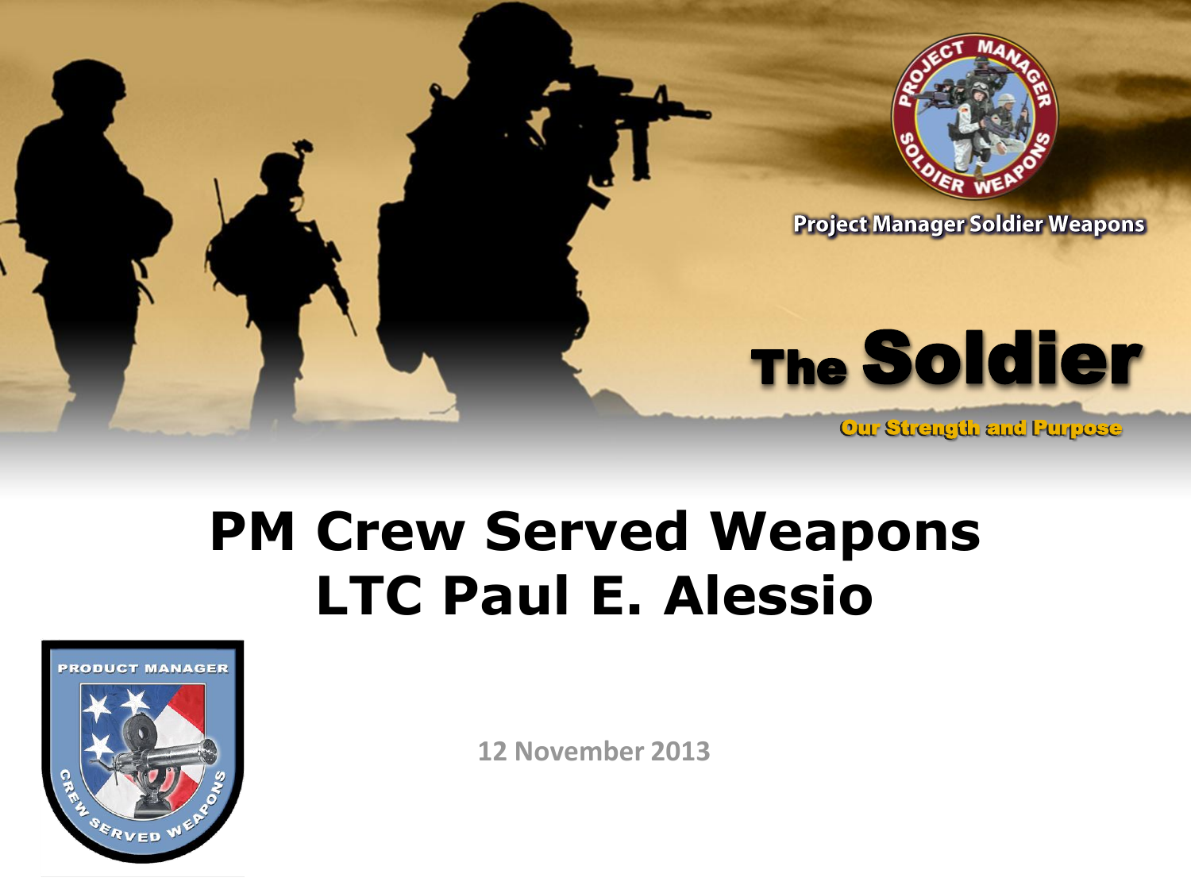Project Manager Soldier Weapons

**The Soldier**

Our Strength and Purpose

# PM Crew Served Weapons
# LTC Paul E. Alessio

12 November 2013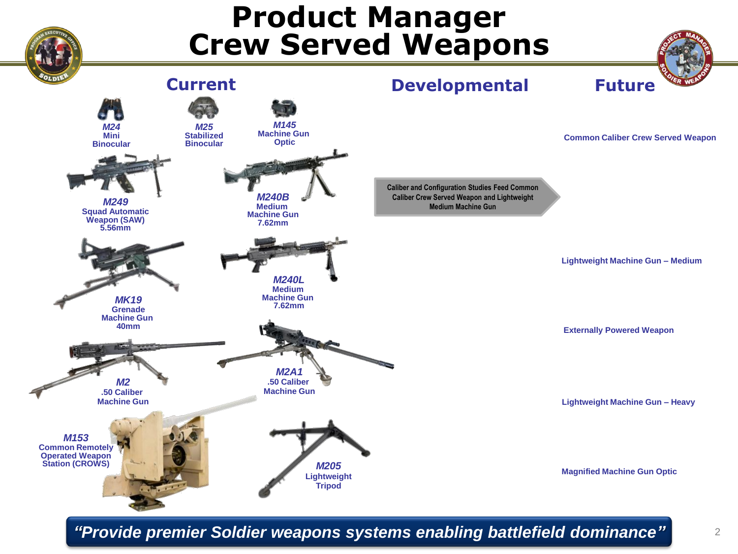# Product Manager Crew Served Weapons

## Current

**M24** Mini Binocular

**M25** Stabilized Binocular

**M145** Machine Gun Optic

**M249** Squad Automatic Weapon (SAW) 5.56mm

**M240B** Medium Machine Gun 7.62mm

**MK19** Grenade Machine Gun 40mm

**M240L** Medium Machine Gun 7.62mm

**M2** .50 Caliber Machine Gun

**M2A1** .50 Caliber Machine Gun

**M153** Common Remotely Operated Weapon Station (CROWS)

**M205** Lightweight Tripod

## Developmental

Caliber and Configuration Studies Feed Common Caliber Crew Served Weapon and Lightweight Medium Machine Gun

## Future

- Common Caliber Crew Served Weapon
- Lightweight Machine Gun – Medium
- Externally Powered Weapon
- Lightweight Machine Gun – Heavy
- Magnified Machine Gun Optic

*"Provide premier Soldier weapons systems enabling battlefield dominance"*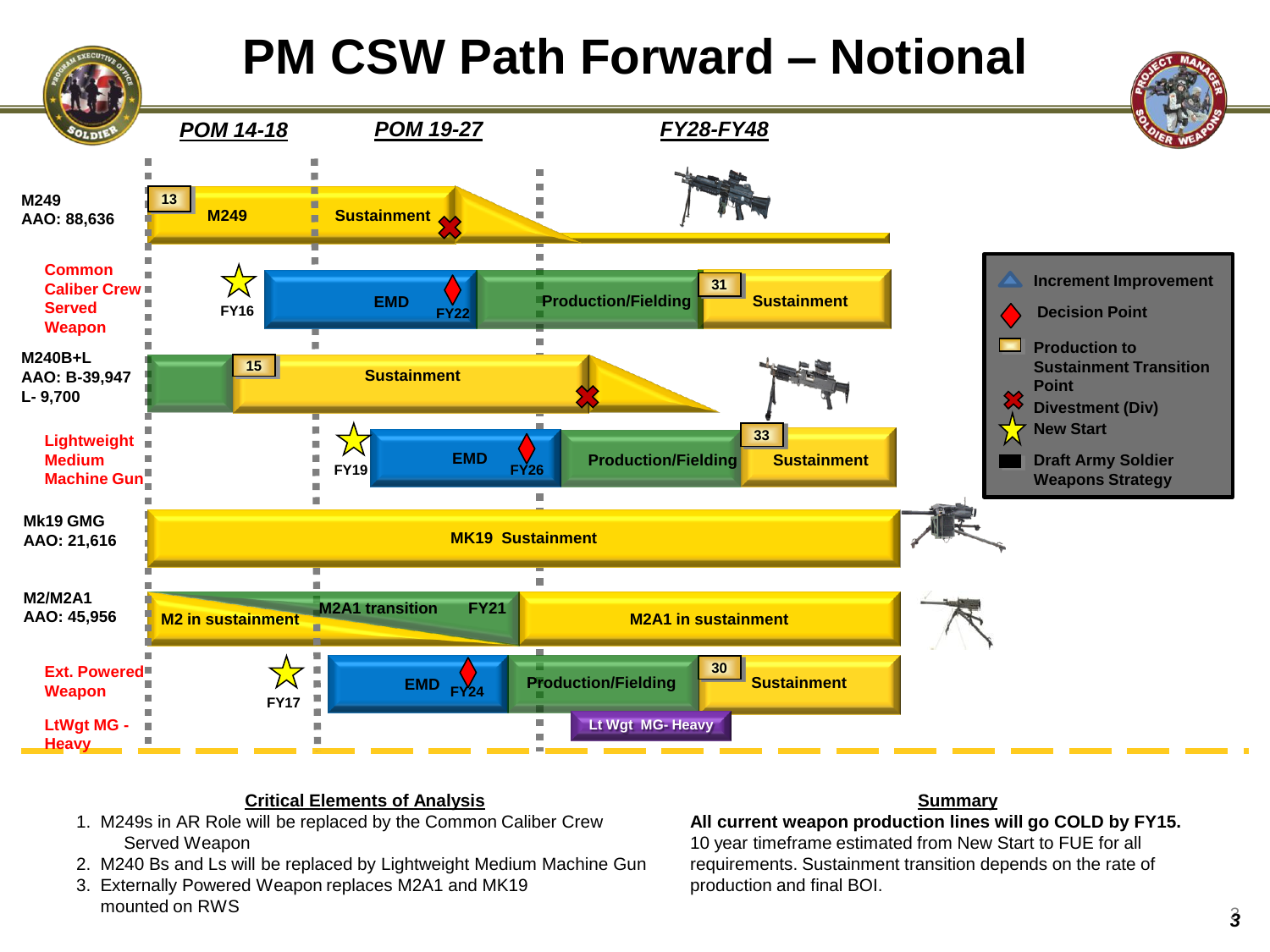# PM CSW Path Forward – Notional

| | POM 14-18 | POM 19-27 | FY28-FY48 |
|---|---|---|---|
| M249 AAO: 88,636 | 13 M249 | Sustainment (Divestment) | |
| Common Caliber Crew Served Weapon | FY16 (New Start) | EMD, FY22 (Decision Point), Production/Fielding | 31 Sustainment |
| M240B+L AAO: B-39,947 L- 9,700 | 15 Sustainment | Sustainment (Divestment) | |
| Lightweight Medium Machine Gun | | FY19 (New Start), EMD, FY26 (Decision Point) | Production/Fielding, 33 Sustainment |
| Mk19 GMG AAO: 21,616 | MK19 Sustainment | MK19 Sustainment | MK19 Sustainment |
| M2/M2A1 AAO: 45,956 | M2 in sustainment | M2A1 transition FY21 | M2A1 in sustainment |
| Ext. Powered Weapon | FY17 (New Start) | EMD, FY24 (Decision Point), Production/Fielding | 30 Sustainment |
| LtWgt MG - Heavy | | | Lt Wgt MG- Heavy |

**Legend:**
- Increment Improvement
- Decision Point
- Production to Sustainment Transition Point
- Divestment (Div)
- New Start
- Draft Army Soldier Weapons Strategy

## Critical Elements of Analysis

1. M249s in AR Role will be replaced by the Common Caliber Crew Served Weapon
2. M240 Bs and Ls will be replaced by Lightweight Medium Machine Gun
3. Externally Powered Weapon replaces M2A1 and MK19 mounted on RWS

## Summary

**All current weapon production lines will go COLD by FY15.**
10 year timeframe estimated from New Start to FUE for all requirements. Sustainment transition depends on the rate of production and final BOI.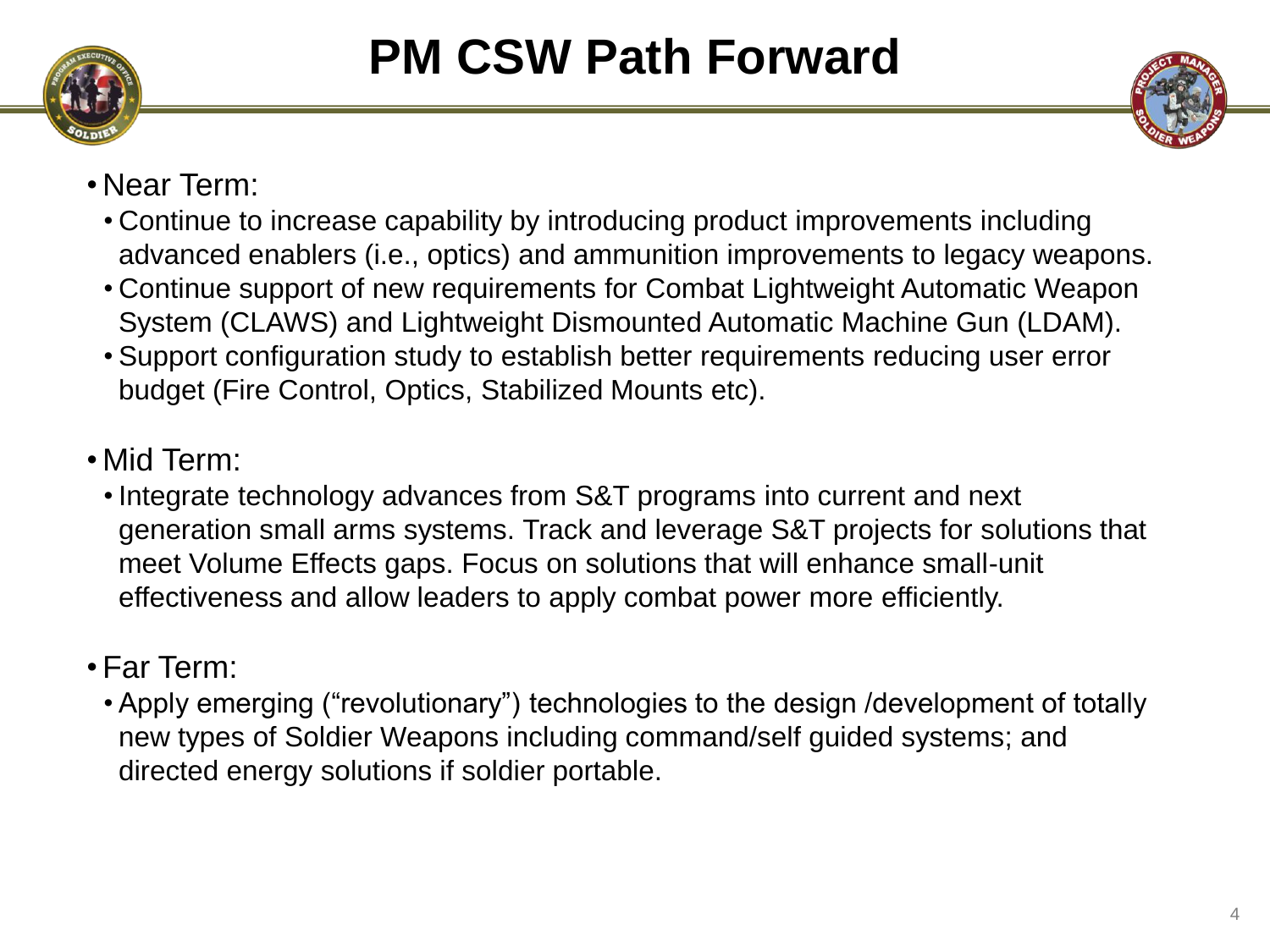# PM CSW Path Forward

- Near Term:
  - Continue to increase capability by introducing product improvements including advanced enablers (i.e., optics) and ammunition improvements to legacy weapons.
  - Continue support of new requirements for Combat Lightweight Automatic Weapon System (CLAWS) and Lightweight Dismounted Automatic Machine Gun (LDAM).
  - Support configuration study to establish better requirements reducing user error budget (Fire Control, Optics, Stabilized Mounts etc).

- Mid Term:
  - Integrate technology advances from S&T programs into current and next generation small arms systems. Track and leverage S&T projects for solutions that meet Volume Effects gaps. Focus on solutions that will enhance small-unit effectiveness and allow leaders to apply combat power more efficiently.

- Far Term:
  - Apply emerging (“revolutionary”) technologies to the design /development of totally new types of Soldier Weapons including command/self guided systems; and directed energy solutions if soldier portable.